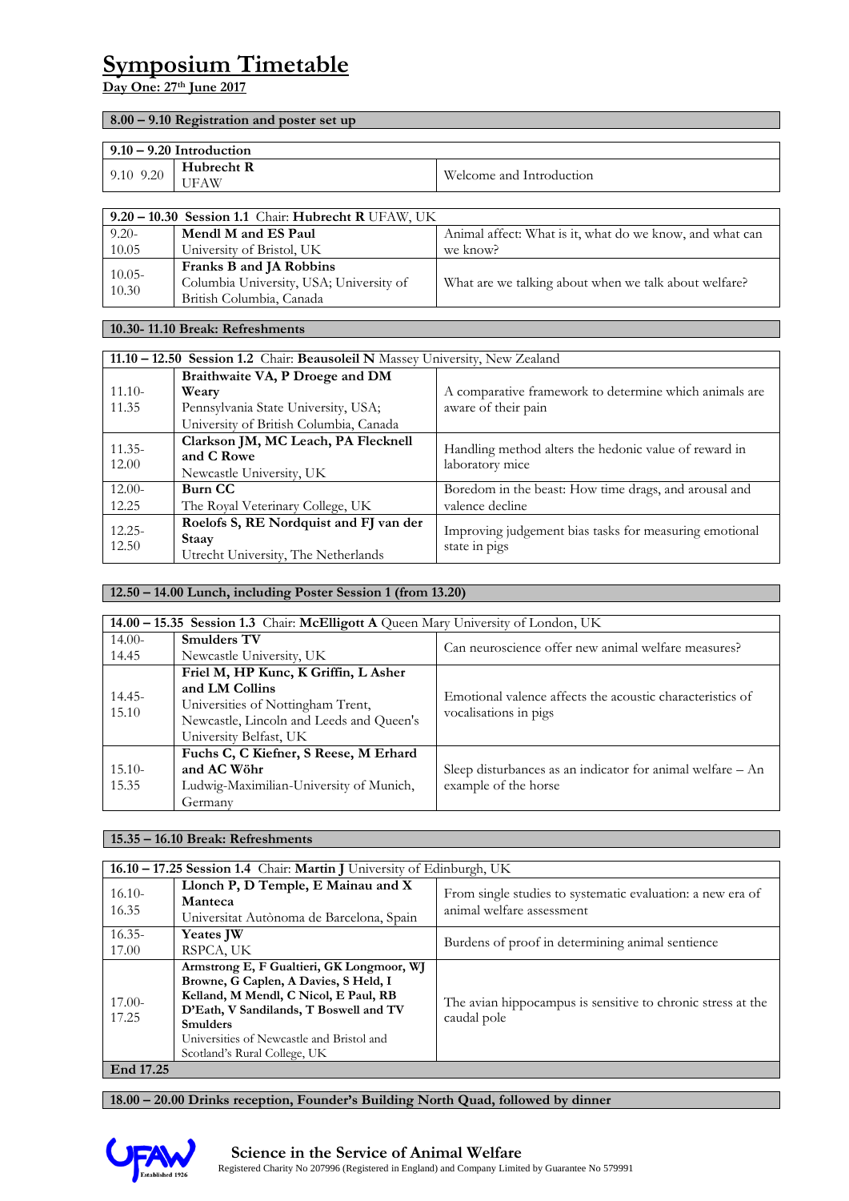# Symposium Timetable

**Day One: 27th June 2017**

**8.00 – 9.10 Registration and poster set up**

| **9.10 – 9.20 Introduction** | | |
|---|---|---|
| 9.10 9.20 | **Hubrecht R** UFAW | Welcome and Introduction |

| **9.20 – 10.30 Session 1.1** Chair: **Hubrecht R** UFAW, UK | | |
|---|---|---|
| 9.20-10.05 | **Mendl M and ES Paul** University of Bristol, UK | Animal affect: What is it, what do we know, and what can we know? |
| 10.05-10.30 | **Franks B and JA Robbins** Columbia University, USA; University of British Columbia, Canada | What are we talking about when we talk about welfare? |

**10.30- 11.10 Break: Refreshments**

| **11.10 – 12.50 Session 1.2** Chair: **Beausoleil N** Massey University, New Zealand | | |
|---|---|---|
| 11.10-11.35 | **Braithwaite VA, P Droege and DM Weary** Pennsylvania State University, USA; University of British Columbia, Canada | A comparative framework to determine which animals are aware of their pain |
| 11.35-12.00 | **Clarkson JM, MC Leach, PA Flecknell and C Rowe** Newcastle University, UK | Handling method alters the hedonic value of reward in laboratory mice |
| 12.00-12.25 | **Burn CC** The Royal Veterinary College, UK | Boredom in the beast: How time drags, and arousal and valence decline |
| 12.25-12.50 | **Roelofs S, RE Nordquist and FJ van der Staay** Utrecht University, The Netherlands | Improving judgement bias tasks for measuring emotional state in pigs |

**12.50 – 14.00 Lunch, including Poster Session 1 (from 13.20)**

| **14.00 – 15.35 Session 1.3** Chair: **McElligott A** Queen Mary University of London, UK | | |
|---|---|---|
| 14.00-14.45 | **Smulders TV** Newcastle University, UK | Can neuroscience offer new animal welfare measures? |
| 14.45-15.10 | **Friel M, HP Kunc, K Griffin, L Asher and LM Collins** Universities of Nottingham Trent, Newcastle, Lincoln and Leeds and Queen's University Belfast, UK | Emotional valence affects the acoustic characteristics of vocalisations in pigs |
| 15.10-15.35 | **Fuchs C, C Kiefner, S Reese, M Erhard and AC Wöhr** Ludwig-Maximilian-University of Munich, Germany | Sleep disturbances as an indicator for animal welfare – An example of the horse |

**15.35 – 16.10 Break: Refreshments**

| **16.10 – 17.25 Session 1.4** Chair: **Martin J** University of Edinburgh, UK | | |
|---|---|---|
| 16.10-16.35 | **Llonch P, D Temple, E Mainau and X Manteca** Universitat Autònoma de Barcelona, Spain | From single studies to systematic evaluation: a new era of animal welfare assessment |
| 16.35-17.00 | **Yeates JW** RSPCA, UK | Burdens of proof in determining animal sentience |
| 17.00-17.25 | **Armstrong E, F Gualtieri, GK Longmoor, WJ Browne, G Caplen, A Davies, S Held, I Kelland, M Mendl, C Nicol, E Paul, RB D'Eath, V Sandilands, T Boswell and TV Smulders** Universities of Newcastle and Bristol and Scotland's Rural College, UK | The avian hippocampus is sensitive to chronic stress at the caudal pole |
| **End 17.25** | | |

**18.00 – 20.00 Drinks reception, Founder's Building North Quad, followed by dinner**

**Science in the Service of Animal Welfare**

Registered Charity No 207996 (Registered in England) and Company Limited by Guarantee No 579991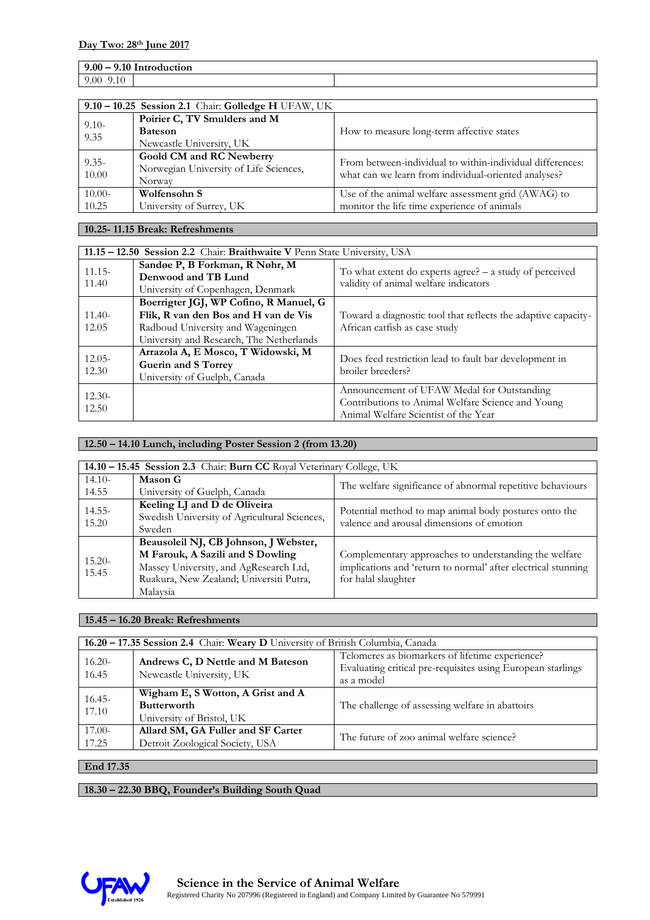**Day Two: 28th June 2017**

| 9.00 – 9.10 Introduction | | |
|---|---|---|
| 9.00 9.10 | | |

| 9.10 – 10.25 Session 2.1 Chair: **Golledge H** UFAW, UK | | |
|---|---|---|
| 9.10-9.35 | **Poirier C, TV Smulders and M Bateson** Newcastle University, UK | How to measure long-term affective states |
| 9.35-10.00 | **Goold CM and RC Newberry** Norwegian University of Life Sciences, Norway | From between-individual to within-individual differences: what can we learn from individual-oriented analyses? |
| 10.00-10.25 | **Wolfensohn S** University of Surrey, UK | Use of the animal welfare assessment grid (AWAG) to monitor the life time experience of animals |

**10.25- 11.15 Break: Refreshments**

| 11.15 – 12.50 Session 2.2 Chair: **Braithwaite V** Penn State University, USA | | |
|---|---|---|
| 11.15-11.40 | **Sandøe P, B Forkman, R Nøhr, M Denwood and TB Lund** University of Copenhagen, Denmark | To what extent do experts agree? – a study of perceived validity of animal welfare indicators |
| 11.40-12.05 | **Boerrigter JGJ, WP Cofino, R Manuel, G Flik, R van den Bos and H van de Vis** Radboud University and Wageningen University and Research, The Netherlands | Toward a diagnostic tool that reflects the adaptive capacity-African catfish as case study |
| 12.05-12.30 | **Arrazola A, E Mosco, T Widowski, M Guerin and S Torrey** University of Guelph, Canada | Does feed restriction lead to fault bar development in broiler breeders? |
| 12.30-12.50 | | Announcement of UFAW Medal for Outstanding Contributions to Animal Welfare Science and Young Animal Welfare Scientist of the Year |

**12.50 – 14.10 Lunch, including Poster Session 2 (from 13.20)**

| 14.10 – 15.45 Session 2.3 Chair: **Burn CC** Royal Veterinary College, UK | | |
|---|---|---|
| 14.10-14.55 | **Mason G** University of Guelph, Canada | The welfare significance of abnormal repetitive behaviours |
| 14.55-15.20 | **Keeling LJ and D de Oliveira** Swedish University of Agricultural Sciences, Sweden | Potential method to map animal body postures onto the valence and arousal dimensions of emotion |
| 15.20-15.45 | **Beausoleil NJ, CB Johnson, J Webster, M Farouk, A Sazili and S Dowling** Massey University, and AgResearch Ltd, Ruakura, New Zealand; Universiti Putra, Malaysia | Complementary approaches to understanding the welfare implications and 'return to normal' after electrical stunning for halal slaughter |

**15.45 – 16.20 Break: Refreshments**

| 16.20 – 17.35 Session 2.4 Chair: **Weary D** University of British Columbia, Canada | | |
|---|---|---|
| 16.20-16.45 | **Andrews C, D Nettle and M Bateson** Newcastle University, UK | Telomeres as biomarkers of lifetime experience? Evaluating critical pre-requisites using European starlings as a model |
| 16.45-17.10 | **Wigham E, S Wotton, A Grist and A Butterworth** University of Bristol, UK | The challenge of assessing welfare in abattoirs |
| 17.00-17.25 | **Allard SM, GA Fuller and SF Carter** Detroit Zoological Society, USA | The future of zoo animal welfare science? |

**End 17.35**

**18.30 – 22.30 BBQ, Founder's Building South Quad**

**Science in the Service of Animal Welfare**

Registered Charity No 207996 (Registered in England) and Company Limited by Guarantee No 579991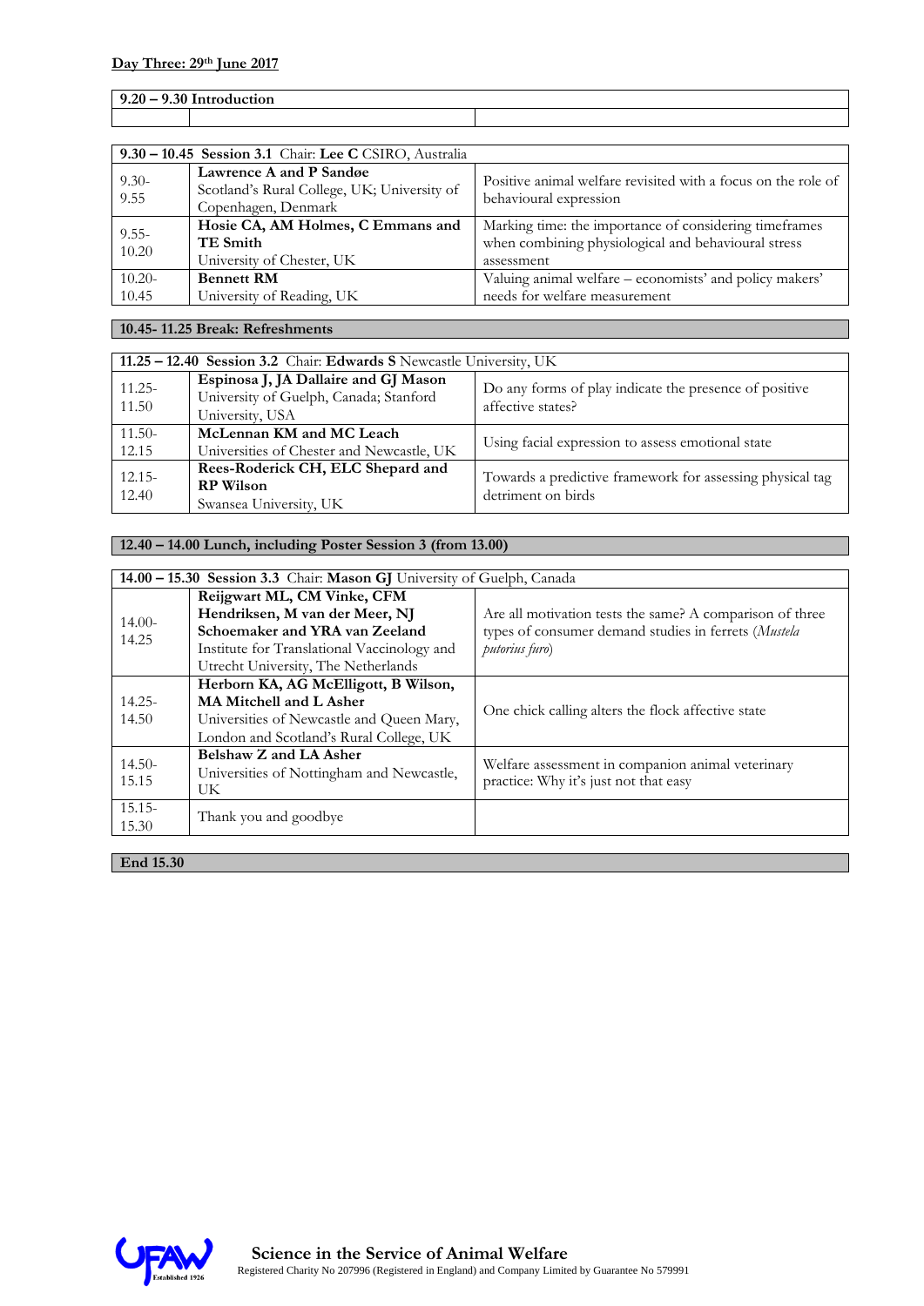**Day Three: 29th June 2017**

| **9.20 – 9.30 Introduction** | | |
|---|---|---|
| | | |

| **9.30 – 10.45 Session 3.1** Chair: **Lee C** CSIRO, Australia | | |
|---|---|---|
| 9.30-9.55 | **Lawrence A and P Sandøe** Scotland's Rural College, UK; University of Copenhagen, Denmark | Positive animal welfare revisited with a focus on the role of behavioural expression |
| 9.55-10.20 | **Hosie CA, AM Holmes, C Emmans and TE Smith** University of Chester, UK | Marking time: the importance of considering timeframes when combining physiological and behavioural stress assessment |
| 10.20-10.45 | **Bennett RM** University of Reading, UK | Valuing animal welfare – economists' and policy makers' needs for welfare measurement |

**10.45- 11.25 Break: Refreshments**

| **11.25 – 12.40 Session 3.2** Chair: **Edwards S** Newcastle University, UK | | |
|---|---|---|
| 11.25-11.50 | **Espinosa J, JA Dallaire and GJ Mason** University of Guelph, Canada; Stanford University, USA | Do any forms of play indicate the presence of positive affective states? |
| 11.50-12.15 | **McLennan KM and MC Leach** Universities of Chester and Newcastle, UK | Using facial expression to assess emotional state |
| 12.15-12.40 | **Rees-Roderick CH, ELC Shepard and RP Wilson** Swansea University, UK | Towards a predictive framework for assessing physical tag detriment on birds |

**12.40 – 14.00 Lunch, including Poster Session 3 (from 13.00)**

| **14.00 – 15.30 Session 3.3** Chair: **Mason GJ** University of Guelph, Canada | | |
|---|---|---|
| 14.00-14.25 | **Reijgwart ML, CM Vinke, CFM Hendriksen, M van der Meer, NJ Schoemaker and YRA van Zeeland** Institute for Translational Vaccinology and Utrecht University, The Netherlands | Are all motivation tests the same? A comparison of three types of consumer demand studies in ferrets (*Mustela putorius furo*) |
| 14.25-14.50 | **Herborn KA, AG McElligott, B Wilson, MA Mitchell and L Asher** Universities of Newcastle and Queen Mary, London and Scotland's Rural College, UK | One chick calling alters the flock affective state |
| 14.50-15.15 | **Belshaw Z and LA Asher** Universities of Nottingham and Newcastle, UK | Welfare assessment in companion animal veterinary practice: Why it's just not that easy |
| 15.15-15.30 | Thank you and goodbye | |

**End 15.30**

**Science in the Service of Animal Welfare**
Registered Charity No 207996 (Registered in England) and Company Limited by Guarantee No 579991